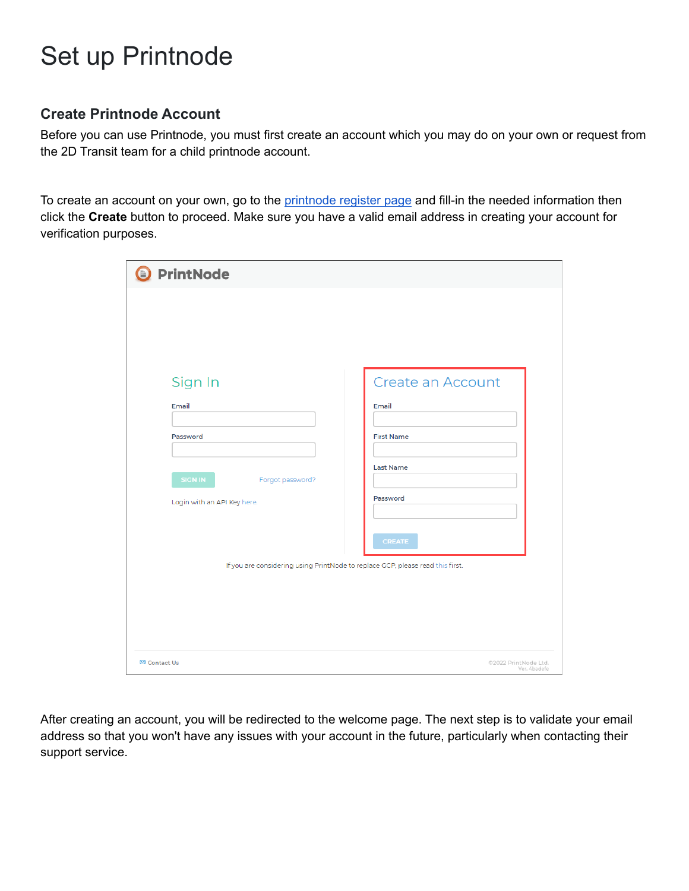# Set up Printnode

### Create Printnode Account

Before you can use Printnode, you must first create an account which you may do on your own or request from the 2D Transit team for a child printnode account.

To create an account on your own, go to the printnode register page and fill-in the needed information then click the **Create** button to proceed. Make sure you have a valid email address in creating your account for verification purposes.

After creating an account, you will be redirected to the welcome page. The next step is to validate your email address so that you won't have any issues with your account in the future, particularly when contacting their support service.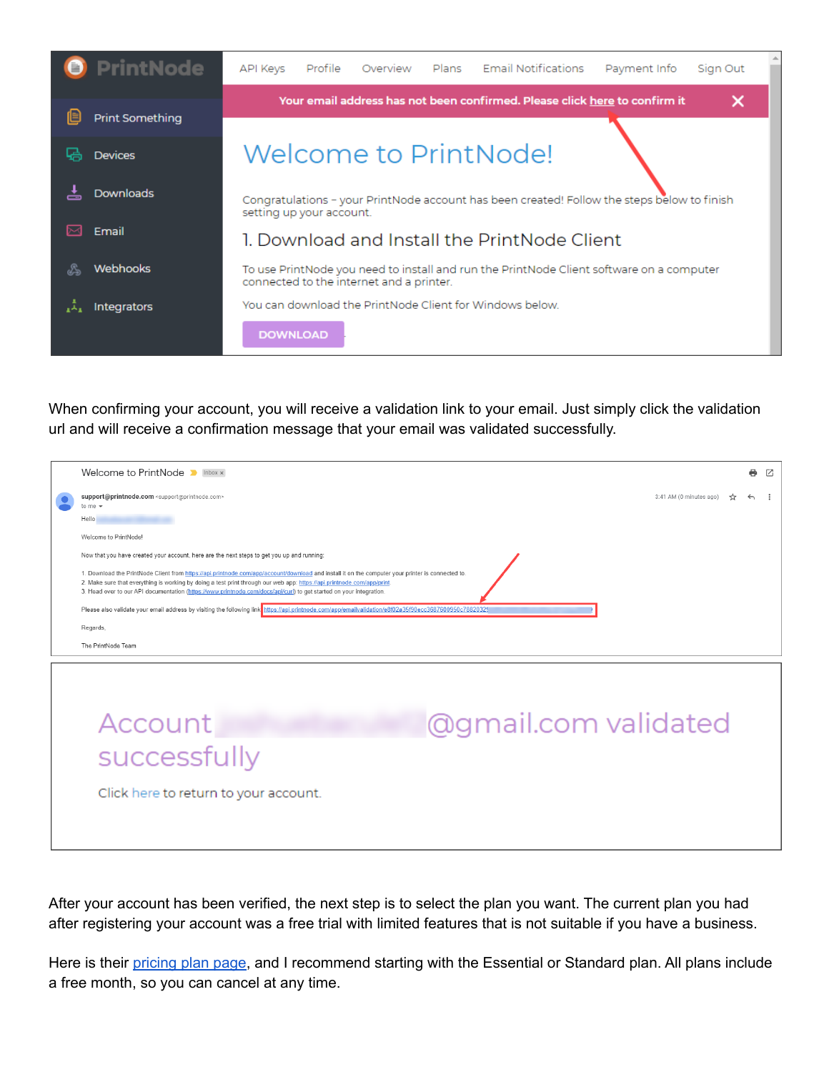When confirming your account, you will receive a validation link to your email. Just simply click the validation url and will receive a confirmation message that your email was validated successfully.

After your account has been verified, the next step is to select the plan you want. The current plan you had after registering your account was a free trial with limited features that is not suitable if you have a business.

Here is their pricing plan page, and I recommend starting with the Essential or Standard plan. All plans include a free month, so you can cancel at any time.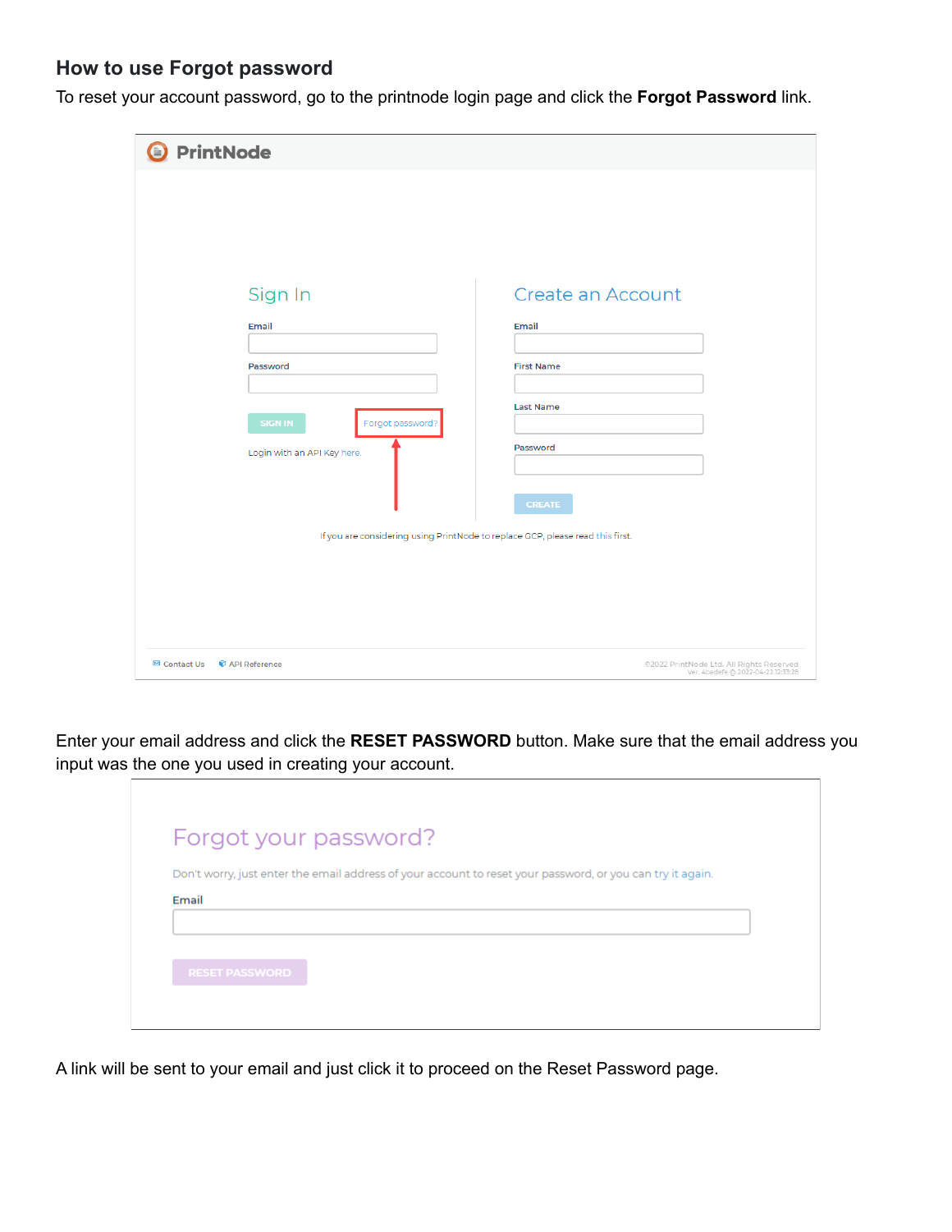### How to use Forgot password

To reset your account password, go to the printnode login page and click the **Forgot Password** link.

Enter your email address and click the **RESET PASSWORD** button. Make sure that the email address you input was the one you used in creating your account.

A link will be sent to your email and just click it to proceed on the Reset Password page.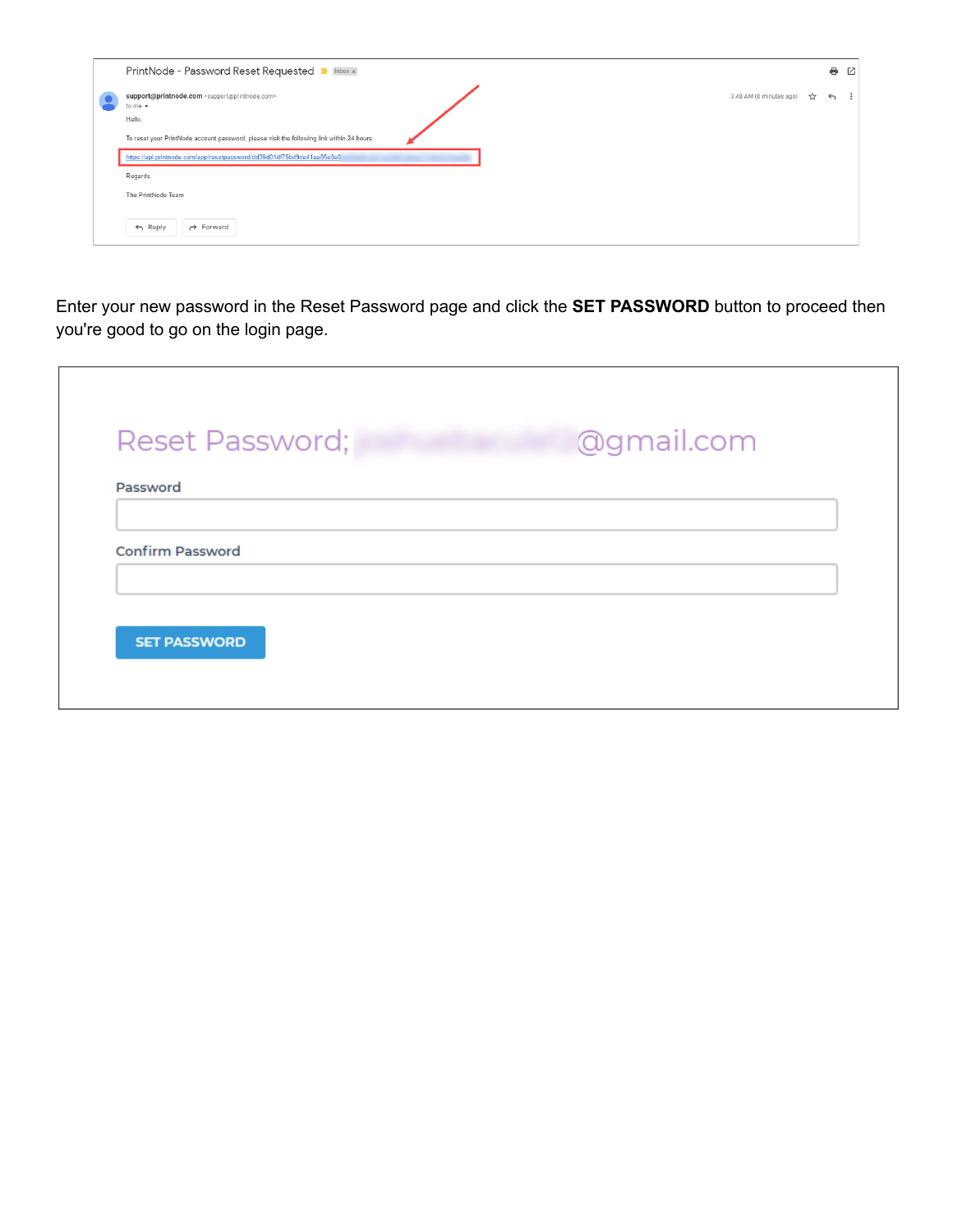PrintNode - Password Reset Requested

support@printnode.com <support@printnode.com>
to me

3:48 AM (0 minutes ago)

Hello,

To reset your PrintNode account password, please visit the following link within 24 hours:

https://api.printnode.com/app/resetpassword/dd39d01df75bd9ce41aa85e0e0...

Regards,

The PrintNode Team

Reply | Forward

Enter your new password in the Reset Password page and click the **SET PASSWORD** button to proceed then you're good to go on the login page.

Reset Password; ...@gmail.com

Password

Confirm Password

SET PASSWORD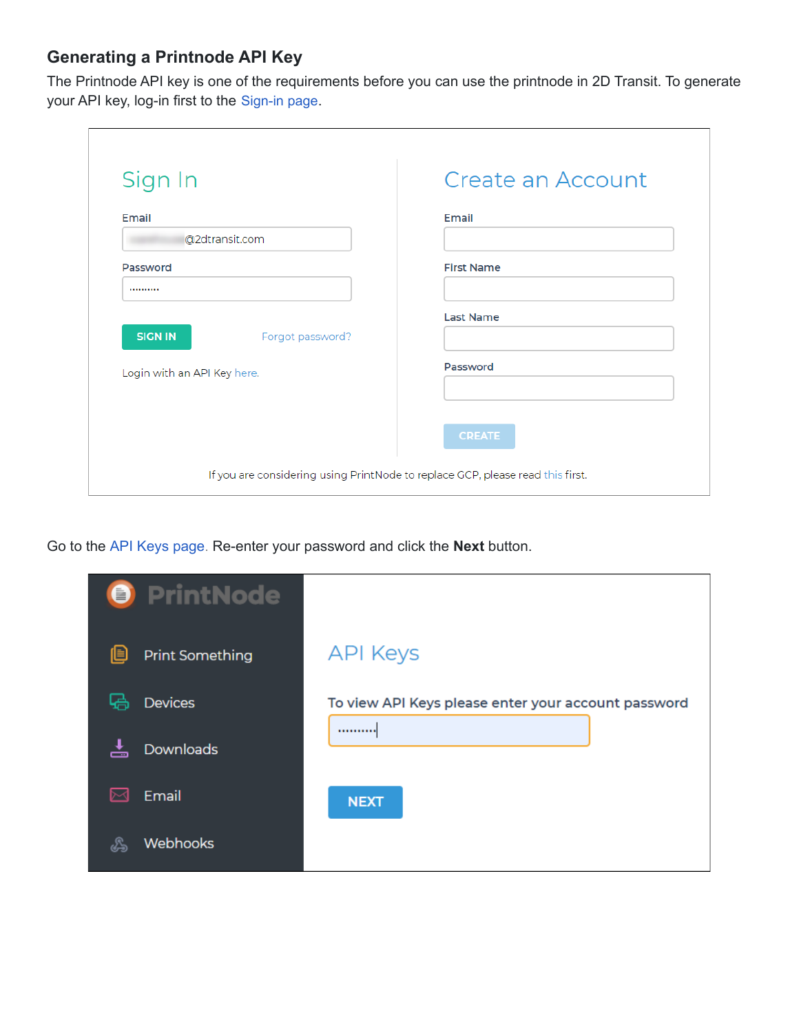### Generating a Printnode API Key

The Printnode API key is one of the requirements before you can use the printnode in 2D Transit. To generate your API key, log-in first to the Sign-in page.

Go to the API Keys page. Re-enter your password and click the **Next** button.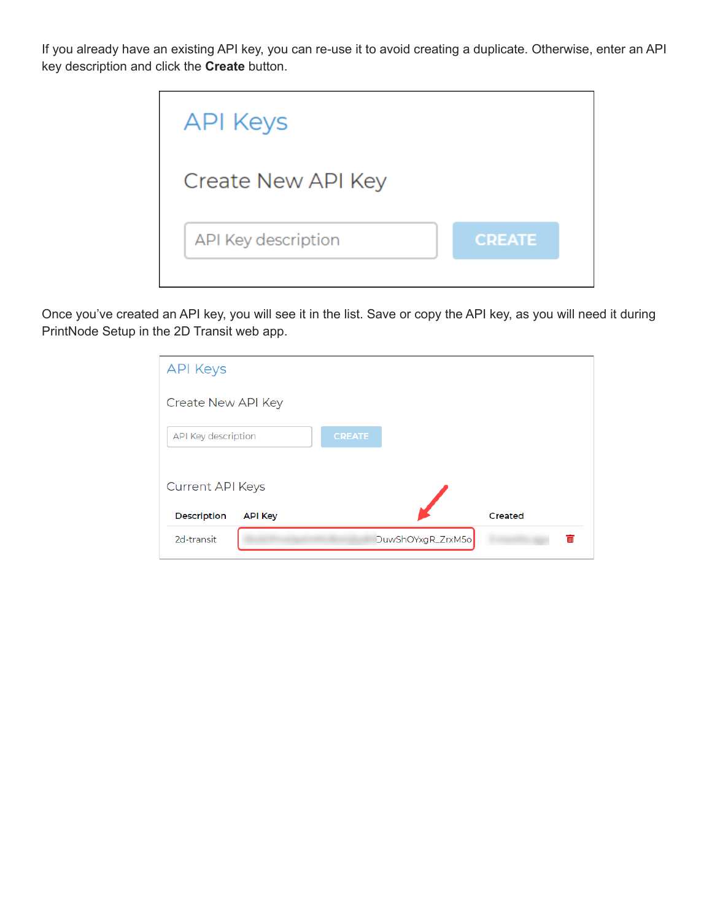If you already have an existing API key, you can re-use it to avoid creating a duplicate. Otherwise, enter an API key description and click the **Create** button.

Once you've created an API key, you will see it in the list. Save or copy the API key, as you will need it during PrintNode Setup in the 2D Transit web app.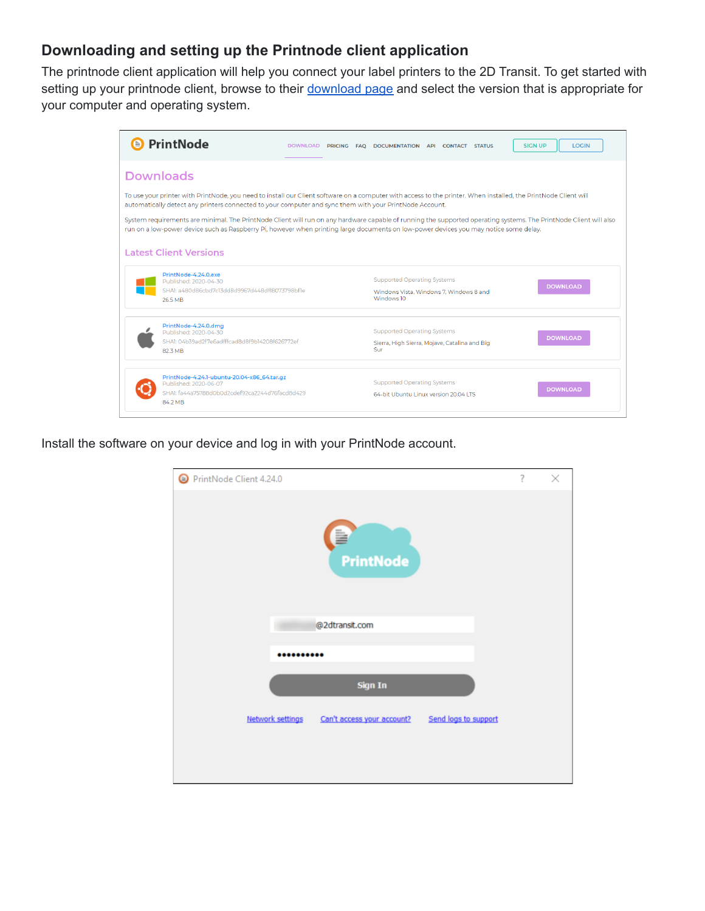## Downloading and setting up the Printnode client application

The printnode client application will help you connect your label printers to the 2D Transit. To get started with setting up your printnode client, browse to their download page and select the version that is appropriate for your computer and operating system.

Install the software on your device and log in with your PrintNode account.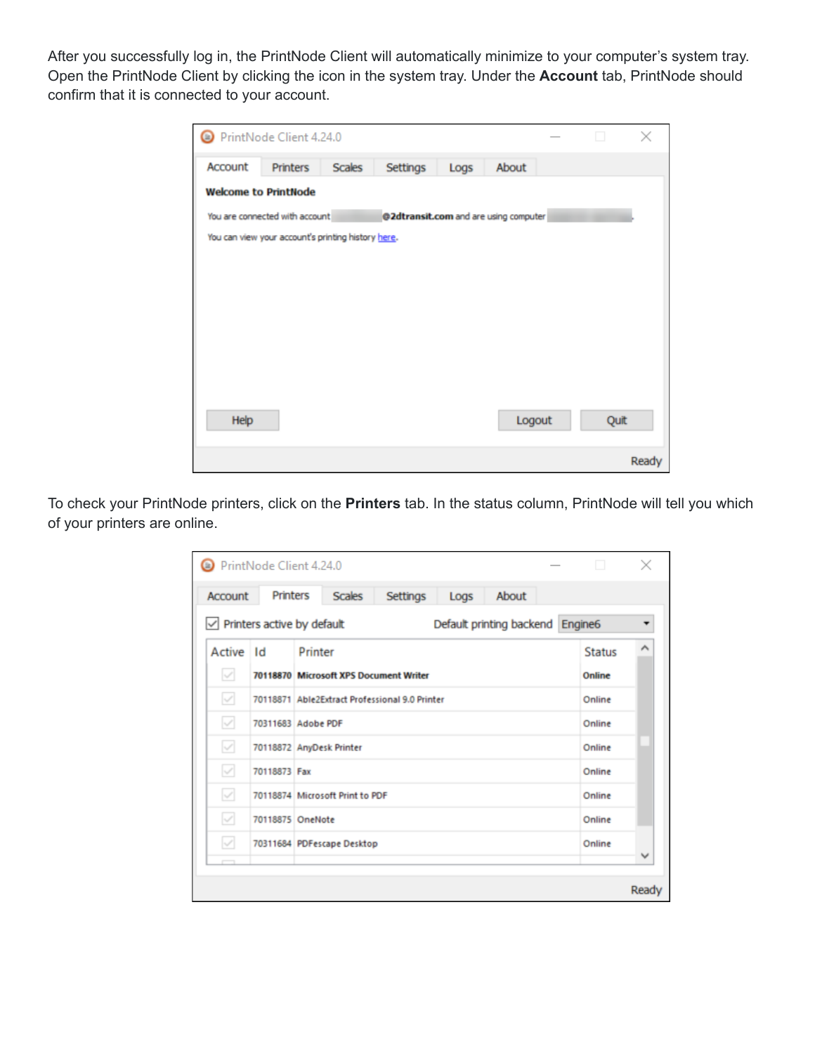After you successfully log in, the PrintNode Client will automatically minimize to your computer's system tray. Open the PrintNode Client by clicking the icon in the system tray. Under the **Account** tab, PrintNode should confirm that it is connected to your account.

To check your PrintNode printers, click on the **Printers** tab. In the status column, PrintNode will tell you which of your printers are online.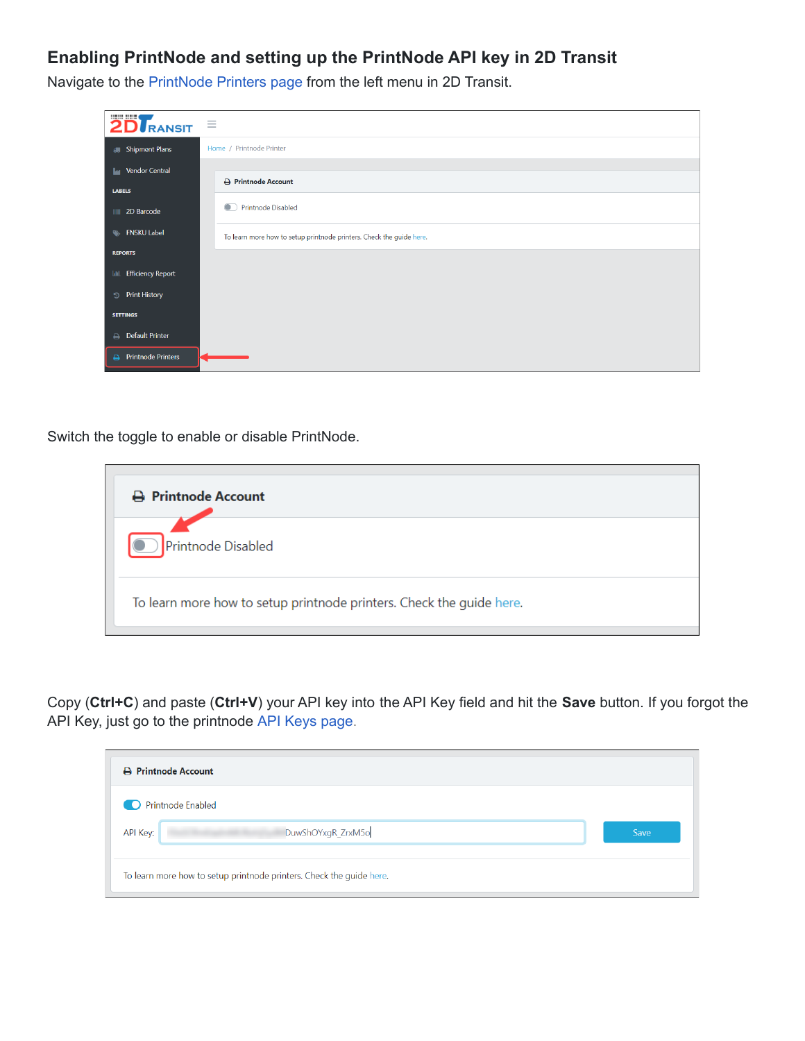## Enabling PrintNode and setting up the PrintNode API key in 2D Transit

Navigate to the PrintNode Printers page from the left menu in 2D Transit.

Switch the toggle to enable or disable PrintNode.

Copy (**Ctrl+C**) and paste (**Ctrl+V**) your API key into the API Key field and hit the **Save** button. If you forgot the API Key, just go to the printnode API Keys page.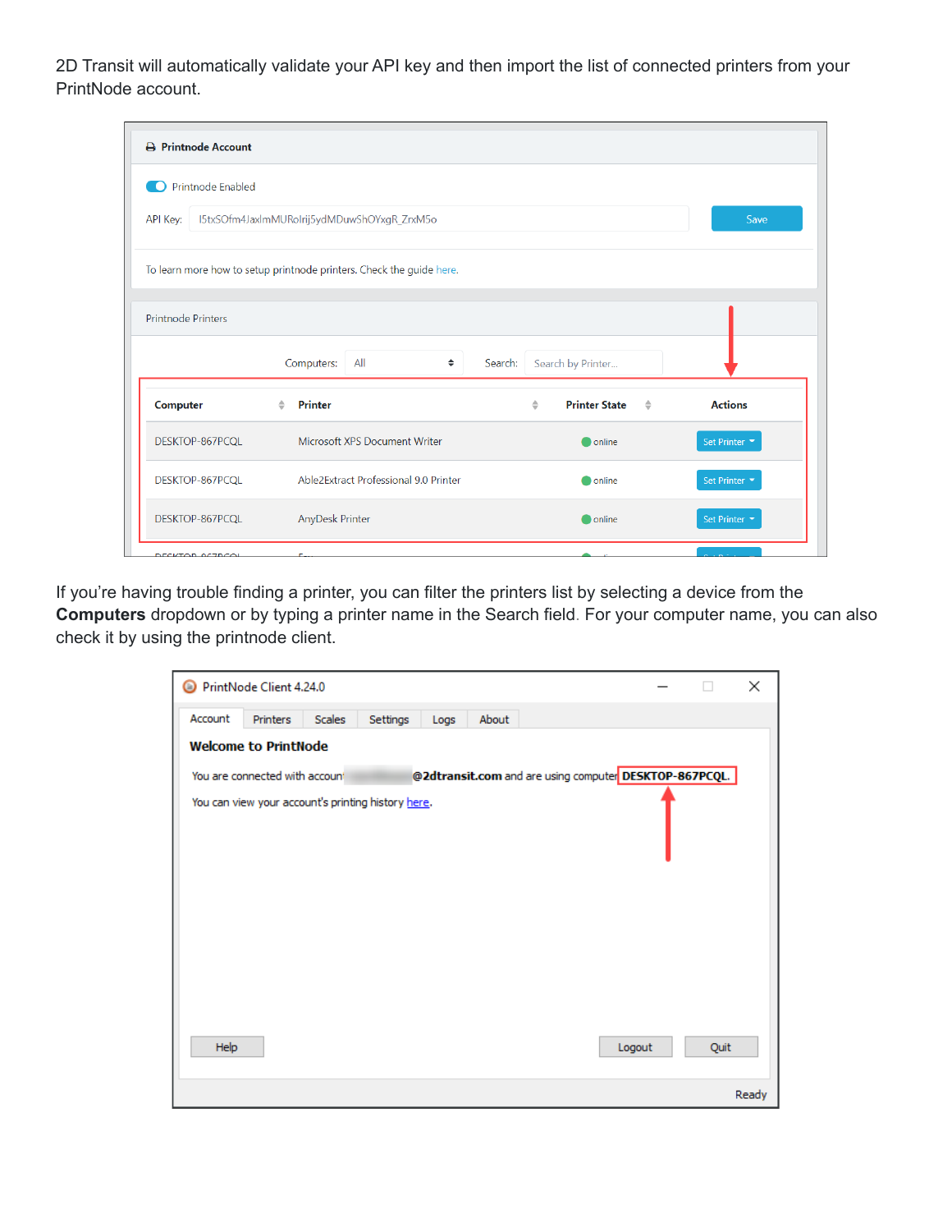2D Transit will automatically validate your API key and then import the list of connected printers from your PrintNode account.

If you're having trouble finding a printer, you can filter the printers list by selecting a device from the **Computers** dropdown or by typing a printer name in the Search field. For your computer name, you can also check it by using the printnode client.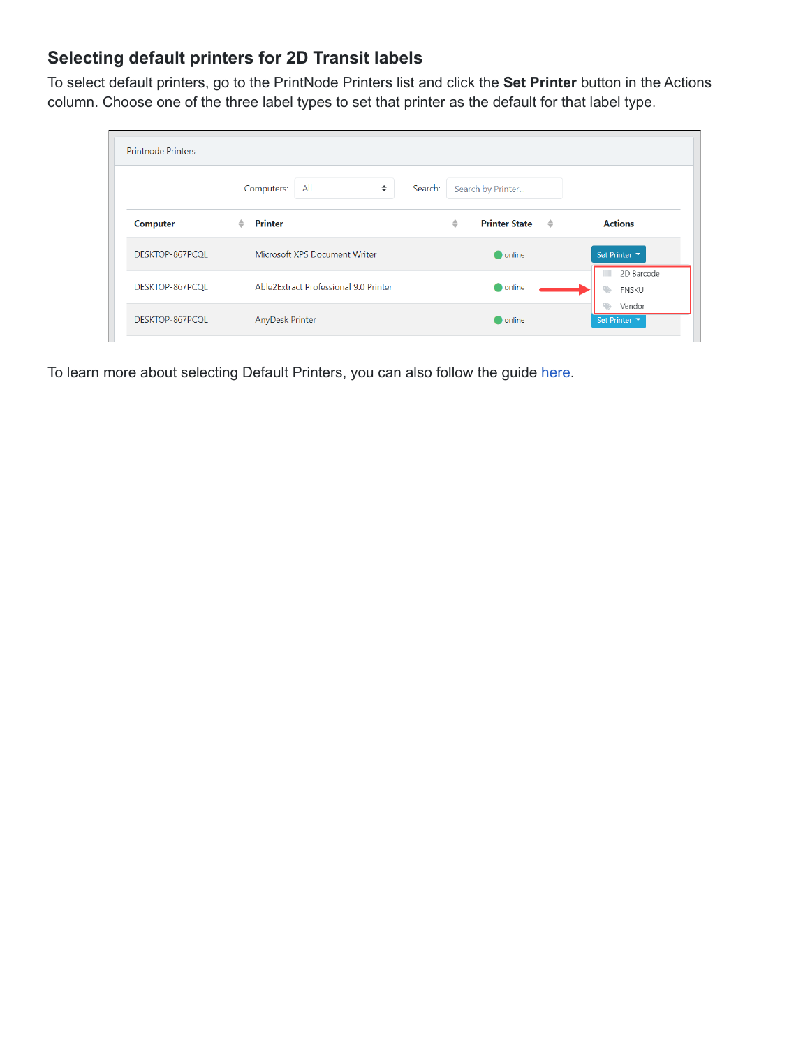## Selecting default printers for 2D Transit labels

To select default printers, go to the PrintNode Printers list and click the **Set Printer** button in the Actions column. Choose one of the three label types to set that printer as the default for that label type.

To learn more about selecting Default Printers, you can also follow the guide here.